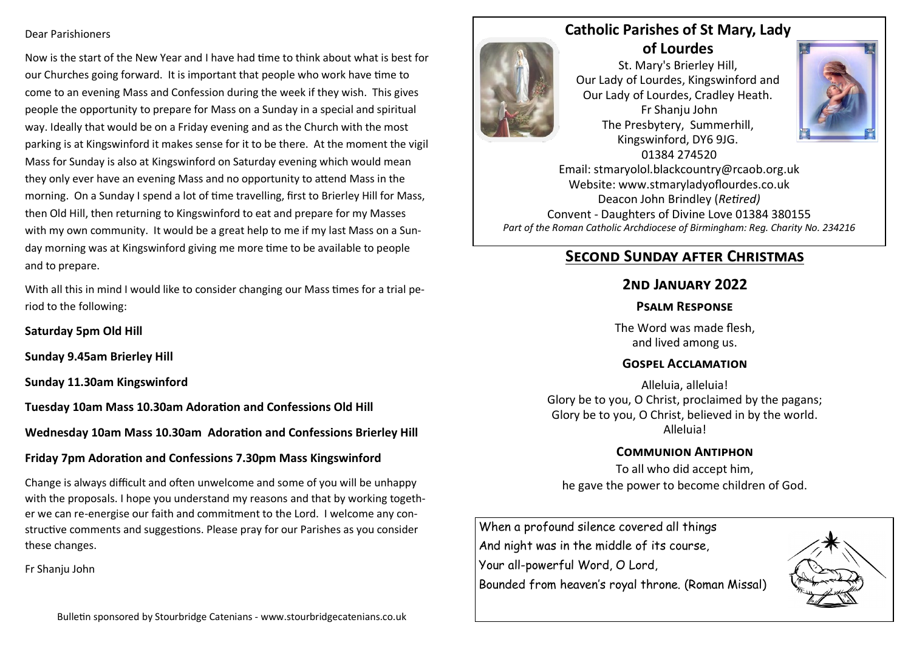Dear Parishioners

Now is the start of the New Year and I have had time to think about what is best for our Churches going forward. It is important that people who work have time to come to an evening Mass and Confession during the week if they wish. This gives people the opportunity to prepare for Mass on a Sunday in a special and spiritual way. Ideally that would be on a Friday evening and as the Church with the most parking is at Kingswinford it makes sense for it to be there. At the moment the vigil Mass for Sunday is also at Kingswinford on Saturday evening which would mean they only ever have an evening Mass and no opportunity to attend Mass in the morning. On a Sunday I spend a lot of time travelling, first to Brierley Hill for Mass, then Old Hill, then returning to Kingswinford to eat and prepare for my Masses with my own community. It would be a great help to me if my last Mass on a Sunday morning was at Kingswinford giving me more time to be available to people and to prepare.

With all this in mind I would like to consider changing our Mass times for a trial period to the following:

**Saturday 5pm Old Hill**

**Sunday 9.45am Brierley Hill**

**Sunday 11.30am Kingswinford**

**Tuesday 10am Mass 10.30am Adoration and Confessions Old Hill**

**Wednesday 10am Mass 10.30am Adoration and Confessions Brierley Hill**

**Friday 7pm Adoration and Confessions 7.30pm Mass Kingswinford**

Change is always difficult and often unwelcome and some of you will be unhappy with the proposals. I hope you understand my reasons and that by working together we can re-energise our faith and commitment to the Lord. I welcome any constructive comments and suggestions. Please pray for our Parishes as you consider these changes.

Fr Shanju John

Bulletin sponsored by Stourbridge Catenians - www.stourbridgecatenians.co.uk

# Catholic Parishes of St Mary, Lady of Lourdes

St. Mary's Brierley Hill,
Our Lady of Lourdes, Kingswinford and
Our Lady of Lourdes, Cradley Heath.
Fr Shanju John
The Presbytery, Summerhill,
Kingswinford, DY6 9JG.
01384 274520
Email: stmaryolol.blackcountry@rcaob.org.uk
Website: www.stmaryladyoflourdes.co.uk
Deacon John Brindley (*Retired)*
Convent - Daughters of Divine Love 01384 380155
*Part of the Roman Catholic Archdiocese of Birmingham: Reg. Charity No. 234216*

## Second Sunday after Christmas

## 2nd January 2022

### Psalm Response

The Word was made flesh,
and lived among us.

### Gospel Acclamation

Alleluia, alleluia!
Glory be to you, O Christ, proclaimed by the pagans;
Glory be to you, O Christ, believed in by the world.
Alleluia!

### Communion Antiphon

To all who did accept him,
he gave the power to become children of God.

When a profound silence covered all things
And night was in the middle of its course,
Your all-powerful Word, O Lord,
Bounded from heaven's royal throne. (Roman Missal)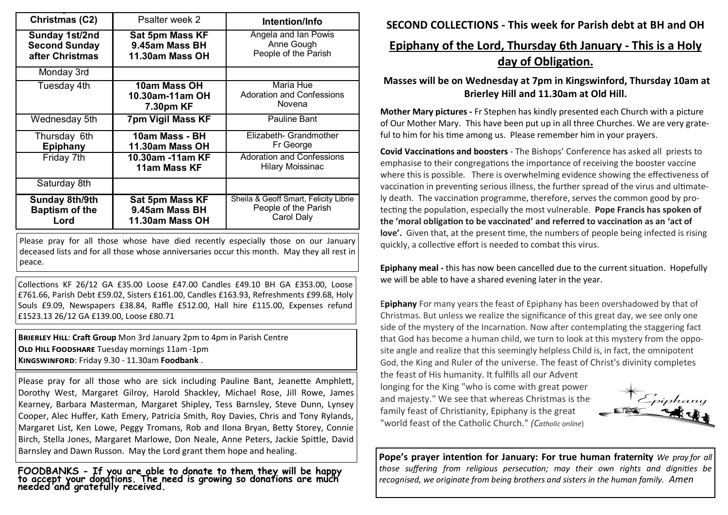| Christmas (C2) | Psalter week 2 | Intention/Info |
|---|---|---|
| **Sunday 1st/2nd Second Sunday after Christmas** | **Sat 5pm Mass KF 9.45am Mass BH 11.30am Mass OH** | Angela and Ian Powis Anne Gough People of the Parish |
| Monday 3rd | | |
| Tuesday 4th | **10am Mass OH 10.30am-11am OH 7.30pm KF** | Maria Hue Adoration and Confessions Novena |
| Wednesday 5th | **7pm Vigil Mass KF** | Pauline Bant |
| Thursday 6th **Epiphany** | **10am Mass - BH 11.30am Mass OH** | Elizabeth- Grandmother Fr George |
| Friday 7th | **10.30am -11am KF 11am Mass KF** | Adoration and Confessions Hilary Moissinac |
| Saturday 8th | | |
| **Sunday 8th/9th Baptism of the Lord** | **Sat 5pm Mass KF 9.45am Mass BH 11.30am Mass OH** | Sheila & Geoff Smart, Felicity Librie People of the Parish Carol Daly |

Please pray for all those whose have died recently especially those on our January deceased lists and for all those whose anniversaries occur this month. May they all rest in peace.

Collections KF 26/12 GA £35.00 Loose £47.00 Candles £49.10 BH GA £353.00, Loose £761.66, Parish Debt £59.02, Sisters £161.00, Candles £163.93, Refreshments £99.68, Holy Souls £9.09, Newspapers £38.84, Raffle £512.00, Hall hire £115.00, Expenses refund £1523.13 26/12 GA £139.00, Loose £80.71

**BRIERLEY HILL**: **Craft Group** Mon 3rd January 2pm to 4pm in Parish Centre
**OLD HILL FOODSHARE** Tuesday mornings 11am -1pm
**KINGSWINFORD**: Friday 9.30 - 11.30am **Foodbank** .

Please pray for all those who are sick including Pauline Bant, Jeanette Amphlett, Dorothy West, Margaret Gilroy, Harold Shackley, Michael Rose, Jill Rowe, James Kearney, Barbara Masterman, Margaret Shipley, Tess Barnsley, Steve Dunn, Lynsey Cooper, Alec Huffer, Kath Emery, Patricia Smith, Roy Davies, Chris and Tony Rylands, Margaret List, Ken Lowe, Peggy Tromans, Rob and Ilona Bryan, Betty Storey, Connie Birch, Stella Jones, Margaret Marlowe, Don Neale, Anne Peters, Jackie Spittle, David Barnsley and Dawn Russon. May the Lord grant them hope and healing.

**FOODBANKS - If you are able to donate to them they will be happy to accept your donations. The need is growing so donations are much needed and gratefully received.**

## SECOND COLLECTIONS - This week for Parish debt at BH and OH

## Epiphany of the Lord, Thursday 6th January - This is a Holy day of Obligation.

### Masses will be on Wednesday at 7pm in Kingswinford, Thursday 10am at Brierley Hill and 11.30am at Old Hill.

**Mother Mary pictures -** Fr Stephen has kindly presented each Church with a picture of Our Mother Mary. This have been put up in all three Churches. We are very grateful to him for his time among us. Please remember him in your prayers.

**Covid Vaccinations and boosters** - The Bishops' Conference has asked all priests to emphasise to their congregations the importance of receiving the booster vaccine where this is possible. There is overwhelming evidence showing the effectiveness of vaccination in preventing serious illness, the further spread of the virus and ultimately death. The vaccination programme, therefore, serves the common good by protecting the population, especially the most vulnerable. **Pope Francis has spoken of the 'moral obligation to be vaccinated' and referred to vaccination as an 'act of love'.** Given that, at the present time, the numbers of people being infected is rising quickly, a collective effort is needed to combat this virus.

**Epiphany meal -** this has now been cancelled due to the current situation. Hopefully we will be able to have a shared evening later in the year.

E**piphany** For many years the feast of Epiphany has been overshadowed by that of Christmas. But unless we realize the significance of this great day, we see only one side of the mystery of the Incarnation. Now after contemplating the staggering fact that God has become a human child, we turn to look at this mystery from the opposite angle and realize that this seemingly helpless Child is, in fact, the omnipotent God, the King and Ruler of the universe. The feast of Christ's divinity completes the feast of His humanity. It fulfills all our Advent longing for the King "who is come with great power and majesty." We see that whereas Christmas is the family feast of Christianity, Epiphany is the great "world feast of the Catholic Church." *(Catholic online*)

Epiphany

**Pope's prayer intention for January: For true human fraternity** *We pray for all those suffering from religious persecution; may their own rights and dignities be recognised, we originate from being brothers and sisters in the human family. Amen*